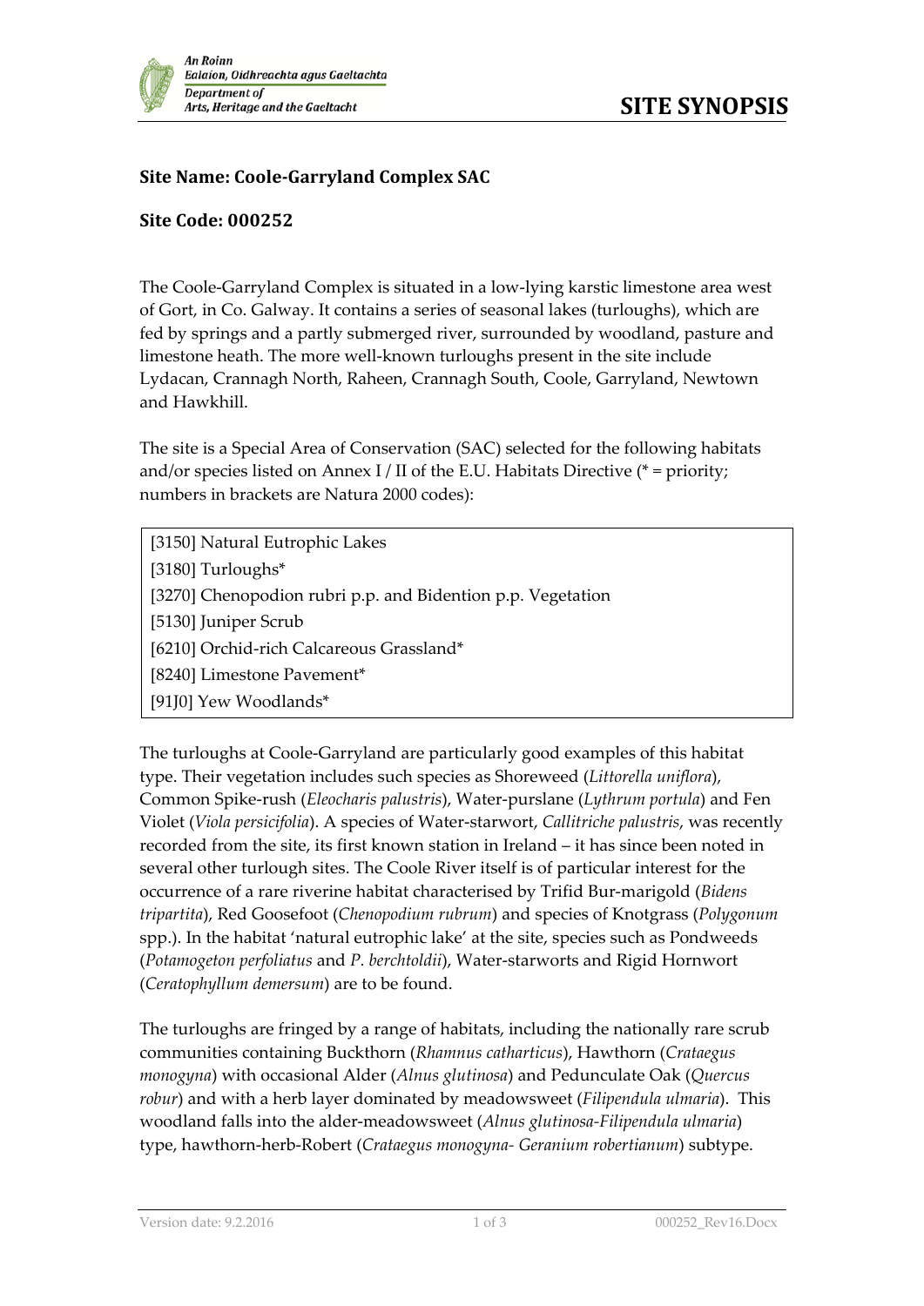# SITE SYNOPSIS

**Site Name: Coole-Garryland Complex SAC**

**Site Code: 000252**

The Coole-Garryland Complex is situated in a low-lying karstic limestone area west of Gort, in Co. Galway. It contains a series of seasonal lakes (turloughs), which are fed by springs and a partly submerged river, surrounded by woodland, pasture and limestone heath. The more well-known turloughs present in the site include Lydacan, Crannagh North, Raheen, Crannagh South, Coole, Garryland, Newtown and Hawkhill.

The site is a Special Area of Conservation (SAC) selected for the following habitats and/or species listed on Annex I / II of the E.U. Habitats Directive (* = priority; numbers in brackets are Natura 2000 codes):

| |
|---|
| [3150] Natural Eutrophic Lakes |
| [3180] Turloughs* |
| [3270] Chenopodion rubri p.p. and Bidention p.p. Vegetation |
| [5130] Juniper Scrub |
| [6210] Orchid-rich Calcareous Grassland* |
| [8240] Limestone Pavement* |
| [91J0] Yew Woodlands* |

The turloughs at Coole-Garryland are particularly good examples of this habitat type. Their vegetation includes such species as Shoreweed (*Littorella uniflora*), Common Spike-rush (*Eleocharis palustris*), Water-purslane (*Lythrum portula*) and Fen Violet (*Viola persicifolia*). A species of Water-starwort, *Callitriche palustris*, was recently recorded from the site, its first known station in Ireland – it has since been noted in several other turlough sites. The Coole River itself is of particular interest for the occurrence of a rare riverine habitat characterised by Trifid Bur-marigold (*Bidens tripartita*), Red Goosefoot (*Chenopodium rubrum*) and species of Knotgrass (*Polygonum* spp.). In the habitat 'natural eutrophic lake' at the site, species such as Pondweeds (*Potamogeton perfoliatus* and *P. berchtoldii*), Water-starworts and Rigid Hornwort (*Ceratophyllum demersum*) are to be found.

The turloughs are fringed by a range of habitats, including the nationally rare scrub communities containing Buckthorn (*Rhamnus catharticus*), Hawthorn (*Crataegus monogyna*) with occasional Alder (*Alnus glutinosa*) and Pedunculate Oak (*Quercus robur*) and with a herb layer dominated by meadowsweet (*Filipendula ulmaria*). This woodland falls into the alder-meadowsweet (*Alnus glutinosa-Filipendula ulmaria*) type, hawthorn-herb-Robert (*Crataegus monogyna- Geranium robertianum*) subtype.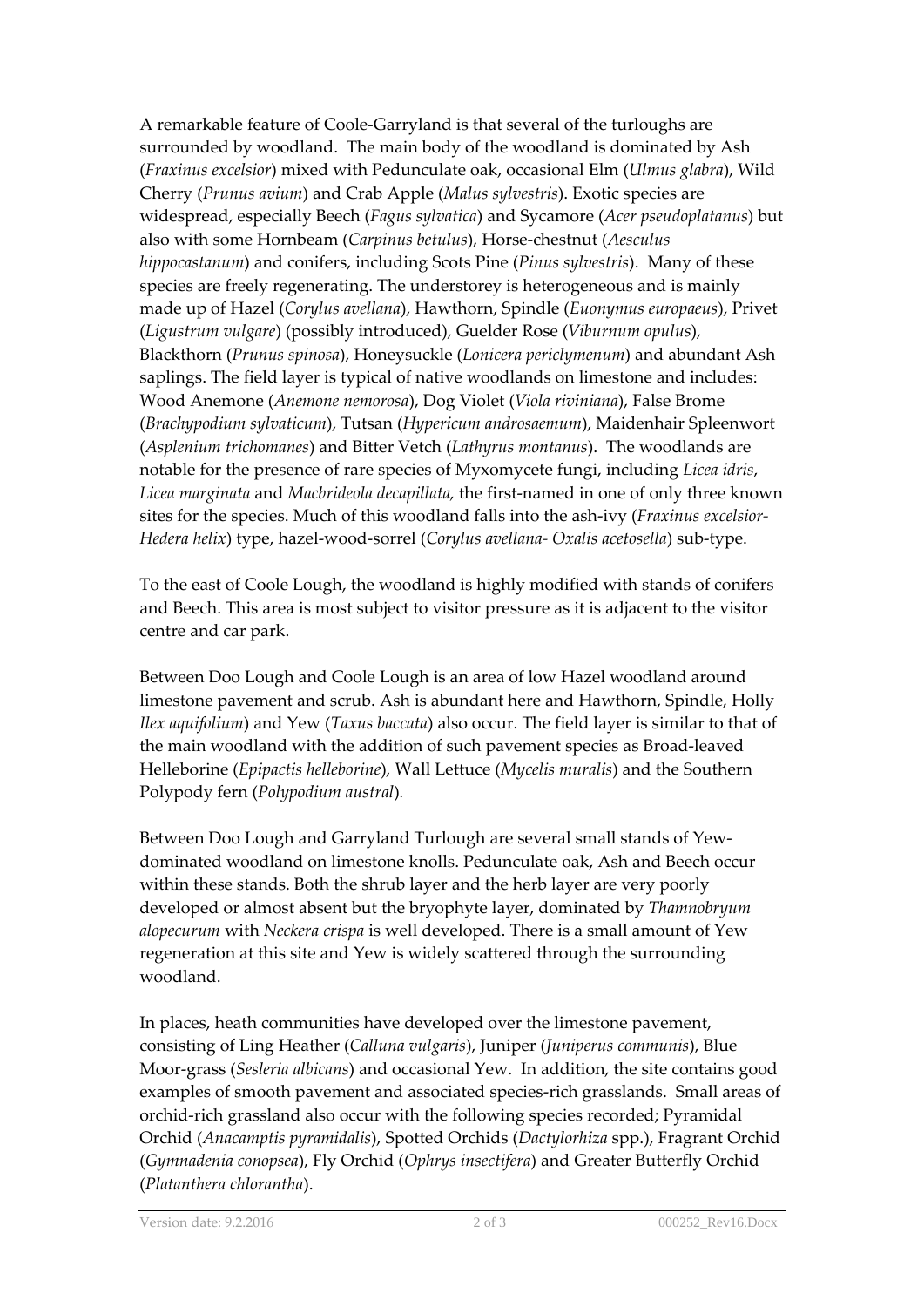A remarkable feature of Coole-Garryland is that several of the turloughs are surrounded by woodland. The main body of the woodland is dominated by Ash (*Fraxinus excelsior*) mixed with Pedunculate oak, occasional Elm (*Ulmus glabra*), Wild Cherry (*Prunus avium*) and Crab Apple (*Malus sylvestris*). Exotic species are widespread, especially Beech (*Fagus sylvatica*) and Sycamore (*Acer pseudoplatanus*) but also with some Hornbeam (*Carpinus betulus*), Horse-chestnut (*Aesculus hippocastanum*) and conifers, including Scots Pine (*Pinus sylvestris*). Many of these species are freely regenerating. The understorey is heterogeneous and is mainly made up of Hazel (*Corylus avellana*), Hawthorn, Spindle (*Euonymus europaeus*), Privet (*Ligustrum vulgare*) (possibly introduced), Guelder Rose (*Viburnum opulus*), Blackthorn (*Prunus spinosa*), Honeysuckle (*Lonicera periclymenum*) and abundant Ash saplings. The field layer is typical of native woodlands on limestone and includes: Wood Anemone (*Anemone nemorosa*), Dog Violet (*Viola riviniana*), False Brome (*Brachypodium sylvaticum*), Tutsan (*Hypericum androsaemum*), Maidenhair Spleenwort (*Asplenium trichomanes*) and Bitter Vetch (*Lathyrus montanus*). The woodlands are notable for the presence of rare species of Myxomycete fungi, including *Licea idris*, *Licea marginata* and *Macbrideola decapillata,* the first-named in one of only three known sites for the species. Much of this woodland falls into the ash-ivy (*Fraxinus excelsior-Hedera helix*) type, hazel-wood-sorrel (*Corylus avellana- Oxalis acetosella*) sub-type.

To the east of Coole Lough, the woodland is highly modified with stands of conifers and Beech. This area is most subject to visitor pressure as it is adjacent to the visitor centre and car park.

Between Doo Lough and Coole Lough is an area of low Hazel woodland around limestone pavement and scrub. Ash is abundant here and Hawthorn, Spindle, Holly *Ilex aquifolium*) and Yew (*Taxus baccata*) also occur. The field layer is similar to that of the main woodland with the addition of such pavement species as Broad-leaved Helleborine (*Epipactis helleborine*), Wall Lettuce (*Mycelis muralis*) and the Southern Polypody fern (*Polypodium austral*).

Between Doo Lough and Garryland Turlough are several small stands of Yew-dominated woodland on limestone knolls. Pedunculate oak, Ash and Beech occur within these stands. Both the shrub layer and the herb layer are very poorly developed or almost absent but the bryophyte layer, dominated by *Thamnobryum alopecurum* with *Neckera crispa* is well developed. There is a small amount of Yew regeneration at this site and Yew is widely scattered through the surrounding woodland.

In places, heath communities have developed over the limestone pavement, consisting of Ling Heather (*Calluna vulgaris*), Juniper (*Juniperus communis*), Blue Moor-grass (*Sesleria albicans*) and occasional Yew. In addition, the site contains good examples of smooth pavement and associated species-rich grasslands. Small areas of orchid-rich grassland also occur with the following species recorded; Pyramidal Orchid (*Anacamptis pyramidalis*), Spotted Orchids (*Dactylorhiza* spp.), Fragrant Orchid (*Gymnadenia conopsea*), Fly Orchid (*Ophrys insectifera*) and Greater Butterfly Orchid (*Platanthera chlorantha*).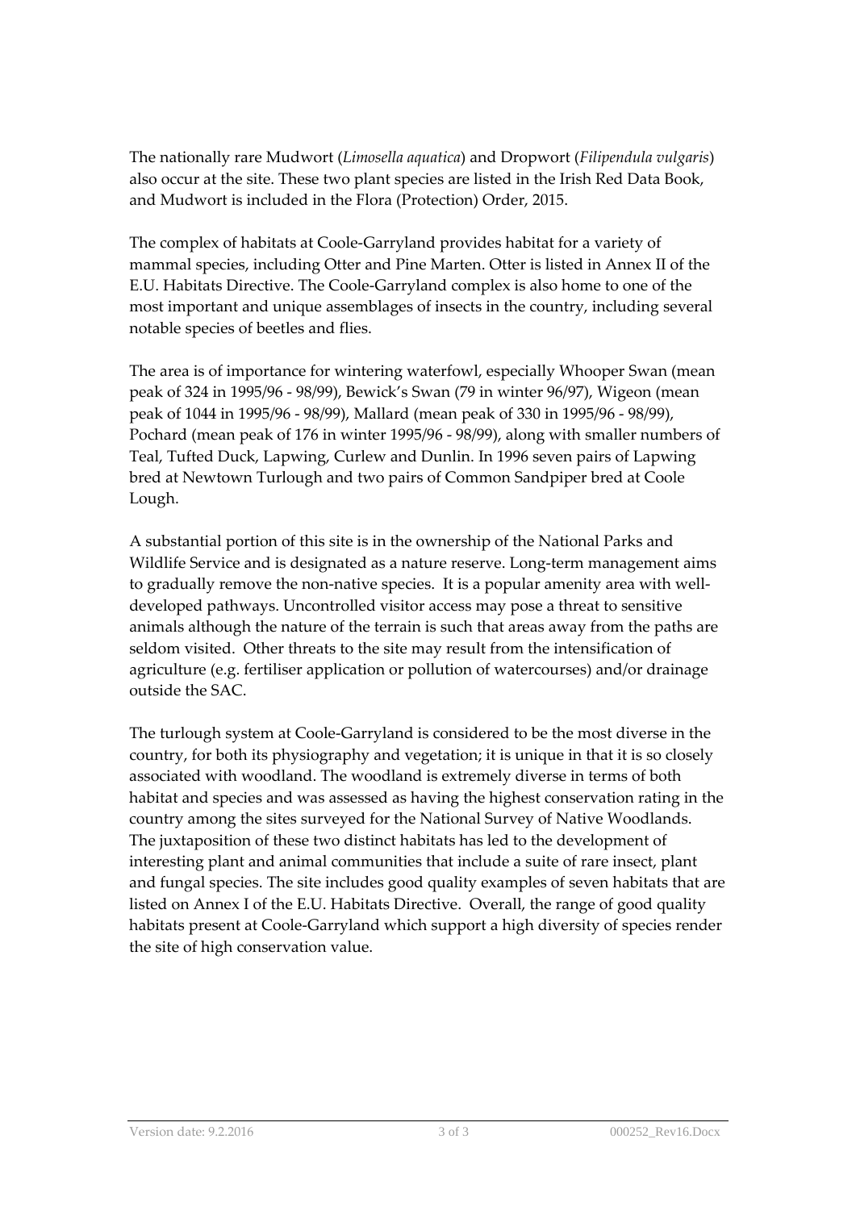The nationally rare Mudwort (*Limosella aquatica*) and Dropwort (*Filipendula vulgaris*) also occur at the site. These two plant species are listed in the Irish Red Data Book, and Mudwort is included in the Flora (Protection) Order, 2015.

The complex of habitats at Coole-Garryland provides habitat for a variety of mammal species, including Otter and Pine Marten. Otter is listed in Annex II of the E.U. Habitats Directive. The Coole-Garryland complex is also home to one of the most important and unique assemblages of insects in the country, including several notable species of beetles and flies.

The area is of importance for wintering waterfowl, especially Whooper Swan (mean peak of 324 in 1995/96 - 98/99), Bewick's Swan (79 in winter 96/97), Wigeon (mean peak of 1044 in 1995/96 - 98/99), Mallard (mean peak of 330 in 1995/96 - 98/99), Pochard (mean peak of 176 in winter 1995/96 - 98/99), along with smaller numbers of Teal, Tufted Duck, Lapwing, Curlew and Dunlin. In 1996 seven pairs of Lapwing bred at Newtown Turlough and two pairs of Common Sandpiper bred at Coole Lough.

A substantial portion of this site is in the ownership of the National Parks and Wildlife Service and is designated as a nature reserve. Long-term management aims to gradually remove the non-native species. It is a popular amenity area with well-developed pathways. Uncontrolled visitor access may pose a threat to sensitive animals although the nature of the terrain is such that areas away from the paths are seldom visited. Other threats to the site may result from the intensification of agriculture (e.g. fertiliser application or pollution of watercourses) and/or drainage outside the SAC.

The turlough system at Coole-Garryland is considered to be the most diverse in the country, for both its physiography and vegetation; it is unique in that it is so closely associated with woodland. The woodland is extremely diverse in terms of both habitat and species and was assessed as having the highest conservation rating in the country among the sites surveyed for the National Survey of Native Woodlands. The juxtaposition of these two distinct habitats has led to the development of interesting plant and animal communities that include a suite of rare insect, plant and fungal species. The site includes good quality examples of seven habitats that are listed on Annex I of the E.U. Habitats Directive. Overall, the range of good quality habitats present at Coole-Garryland which support a high diversity of species render the site of high conservation value.